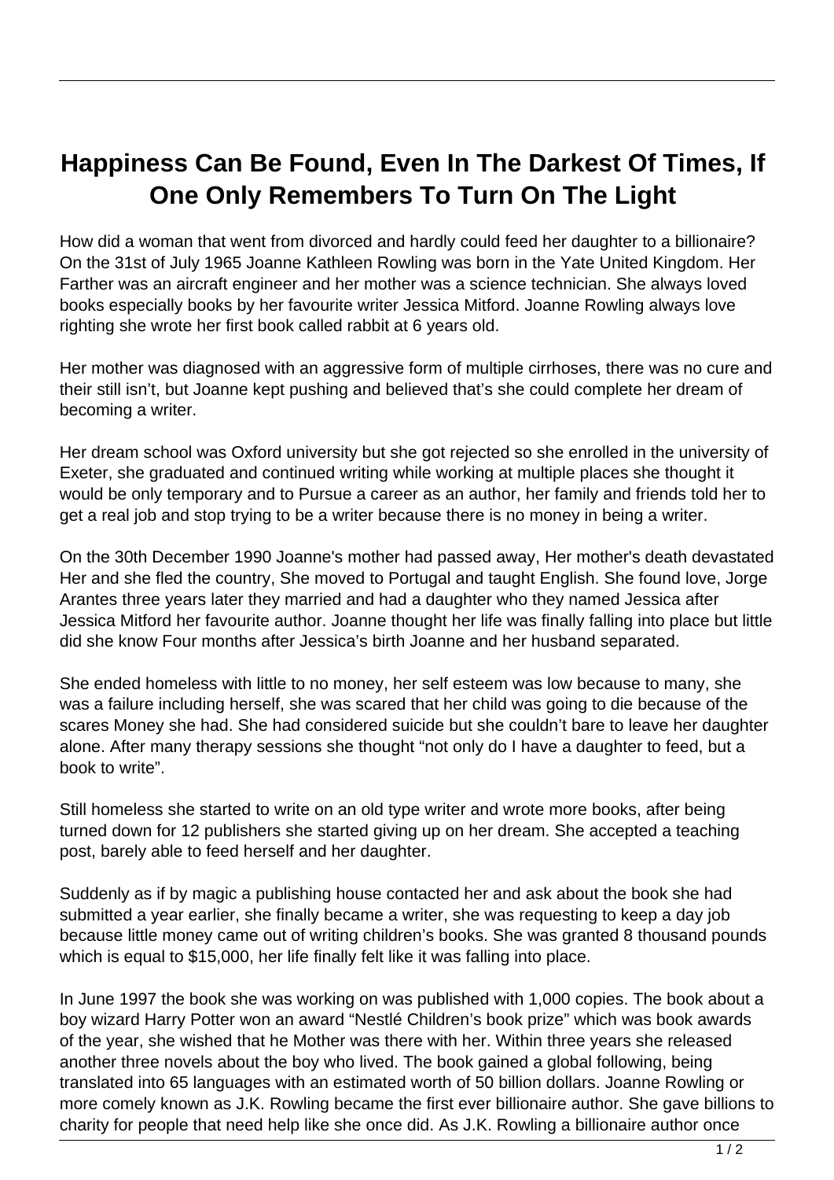# Happiness Can Be Found, Even In The Darkest Of Times, If One Only Remembers To Turn On The Light

How did a woman that went from divorced and hardly could feed her daughter to a billionaire? On the 31st of July 1965 Joanne Kathleen Rowling was born in the Yate United Kingdom. Her Farther was an aircraft engineer and her mother was a science technician. She always loved books especially books by her favourite writer Jessica Mitford. Joanne Rowling always love righting she wrote her first book called rabbit at 6 years old.

Her mother was diagnosed with an aggressive form of multiple cirrhoses, there was no cure and their still isn't, but Joanne kept pushing and believed that's she could complete her dream of becoming a writer.

Her dream school was Oxford university but she got rejected so she enrolled in the university of Exeter, she graduated and continued writing while working at multiple places she thought it would be only temporary and to Pursue a career as an author, her family and friends told her to get a real job and stop trying to be a writer because there is no money in being a writer.

On the 30th December 1990 Joanne's mother had passed away, Her mother's death devastated Her and she fled the country, She moved to Portugal and taught English. She found love, Jorge Arantes three years later they married and had a daughter who they named Jessica after Jessica Mitford her favourite author. Joanne thought her life was finally falling into place but little did she know Four months after Jessica's birth Joanne and her husband separated.

She ended homeless with little to no money, her self esteem was low because to many, she was a failure including herself, she was scared that her child was going to die because of the scares Money she had. She had considered suicide but she couldn't bare to leave her daughter alone. After many therapy sessions she thought "not only do I have a daughter to feed, but a book to write".

Still homeless she started to write on an old type writer and wrote more books, after being turned down for 12 publishers she started giving up on her dream. She accepted a teaching post, barely able to feed herself and her daughter.

Suddenly as if by magic a publishing house contacted her and ask about the book she had submitted a year earlier, she finally became a writer, she was requesting to keep a day job because little money came out of writing children's books. She was granted 8 thousand pounds which is equal to $15,000, her life finally felt like it was falling into place.

In June 1997 the book she was working on was published with 1,000 copies. The book about a boy wizard Harry Potter won an award "Nestlé Children's book prize" which was book awards of the year, she wished that he Mother was there with her. Within three years she released another three novels about the boy who lived. The book gained a global following, being translated into 65 languages with an estimated worth of 50 billion dollars. Joanne Rowling or more comely known as J.K. Rowling became the first ever billionaire author. She gave billions to charity for people that need help like she once did. As J.K. Rowling a billionaire author once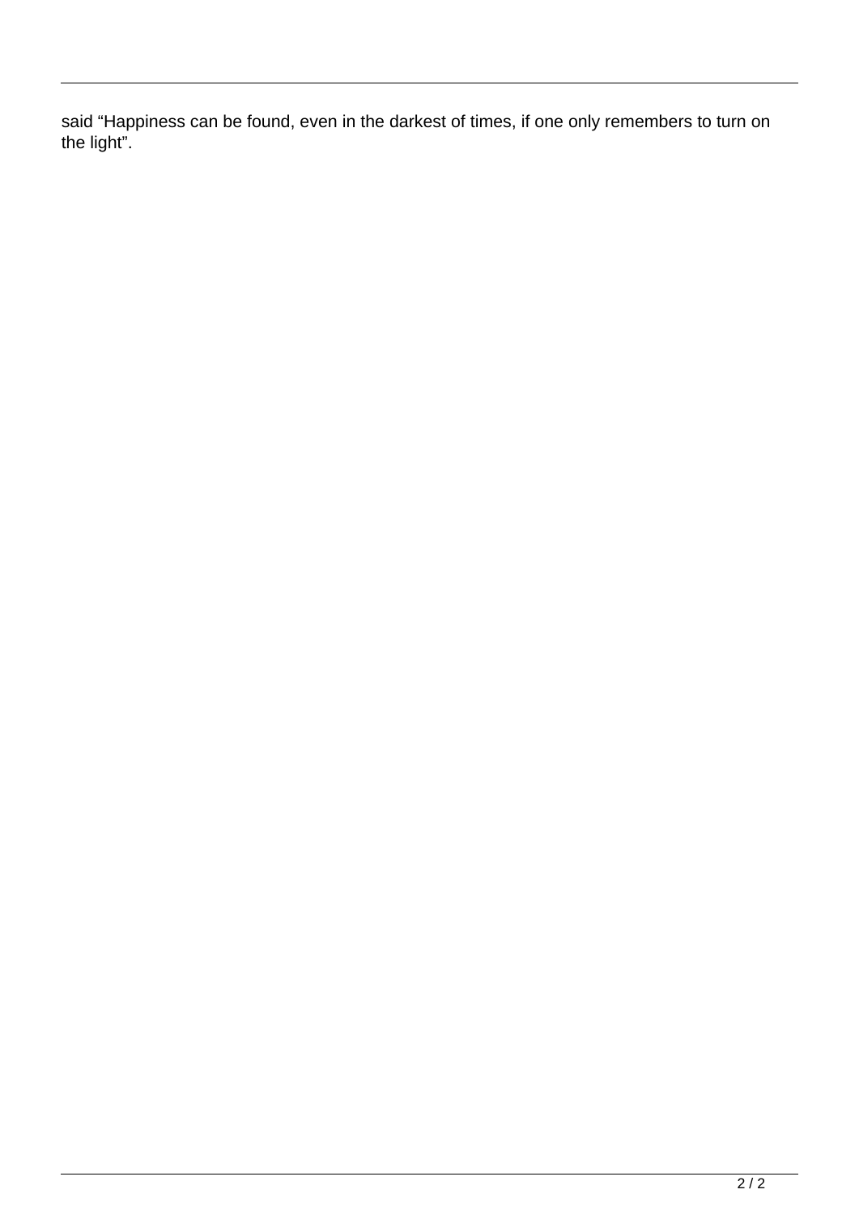said “Happiness can be found, even in the darkest of times, if one only remembers to turn on the light”.